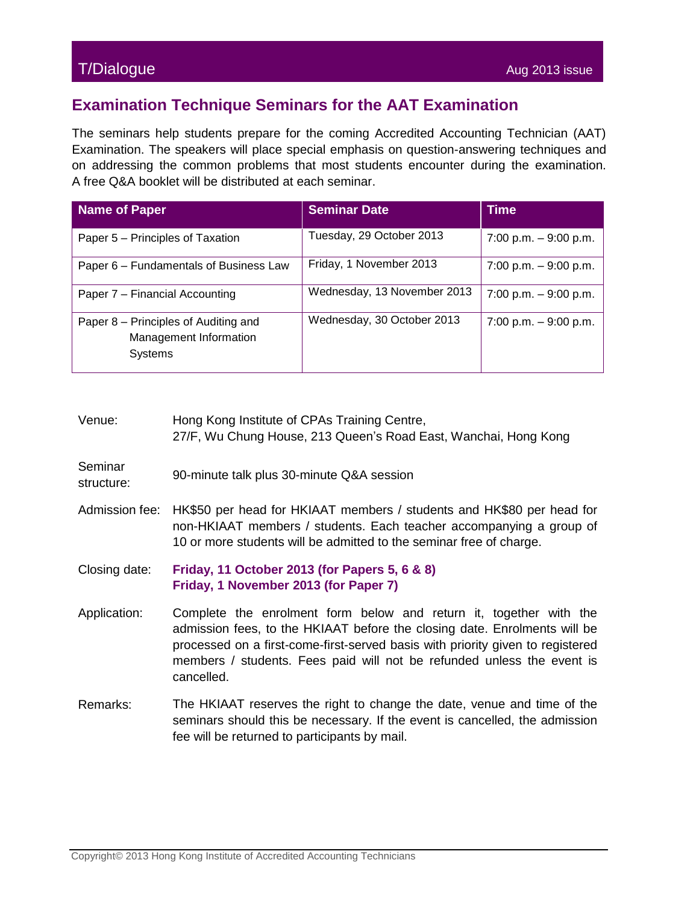# Examination Technique Seminars for the AAT Examination

The seminars help students prepare for the coming Accredited Accounting Technician (AAT) Examination. The speakers will place special emphasis on question-answering techniques and on addressing the common problems that most students encounter during the examination. A free Q&A booklet will be distributed at each seminar.

| Name of Paper | Seminar Date | Time |
|---|---|---|
| Paper 5 – Principles of Taxation | Tuesday, 29 October 2013 | 7:00 p.m. – 9:00 p.m. |
| Paper 6 – Fundamentals of Business Law | Friday, 1 November 2013 | 7:00 p.m. – 9:00 p.m. |
| Paper 7 – Financial Accounting | Wednesday, 13 November 2013 | 7:00 p.m. – 9:00 p.m. |
| Paper 8 – Principles of Auditing and Management Information Systems | Wednesday, 30 October 2013 | 7:00 p.m. – 9:00 p.m. |

**Venue:** Hong Kong Institute of CPAs Training Centre, 27/F, Wu Chung House, 213 Queen's Road East, Wanchai, Hong Kong

**Seminar structure:** 90-minute talk plus 30-minute Q&A session

**Admission fee:** HK$50 per head for HKIAAT members / students and HK$80 per head for non-HKIAAT members / students. Each teacher accompanying a group of 10 or more students will be admitted to the seminar free of charge.

**Closing date:** **Friday, 11 October 2013 (for Papers 5, 6 & 8)**
**Friday, 1 November 2013 (for Paper 7)**

**Application:** Complete the enrolment form below and return it, together with the admission fees, to the HKIAAT before the closing date. Enrolments will be processed on a first-come-first-served basis with priority given to registered members / students. Fees paid will not be refunded unless the event is cancelled.

**Remarks:** The HKIAAT reserves the right to change the date, venue and time of the seminars should this be necessary. If the event is cancelled, the admission fee will be returned to participants by mail.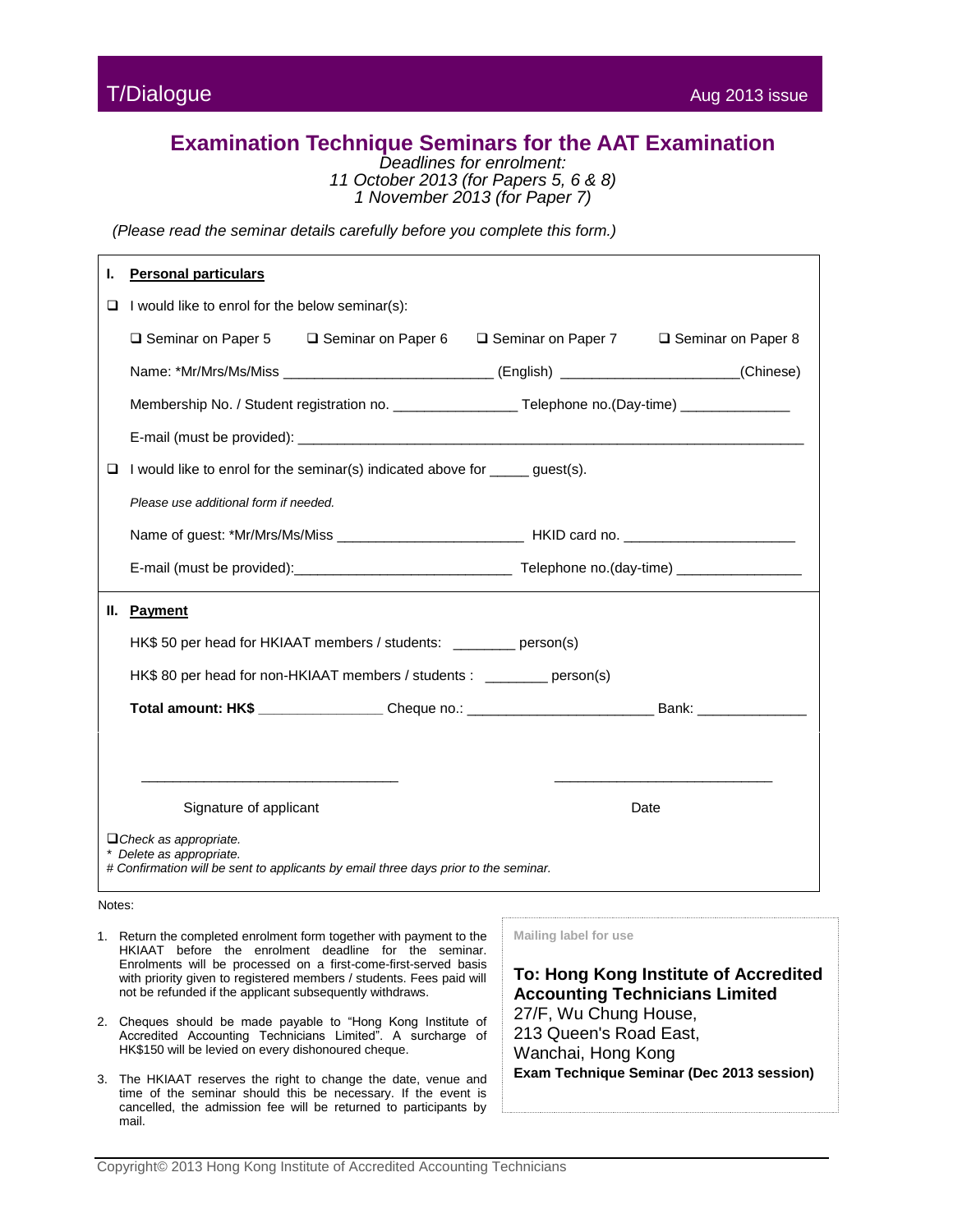# Examination Technique Seminars for the AAT Examination

*Deadlines for enrolment:*
*11 October 2013 (for Papers 5, 6 & 8)*
*1 November 2013 (for Paper 7)*

*(Please read the seminar details carefully before you complete this form.)*

**I. Personal particulars**

❑ I would like to enrol for the below seminar(s):

❑ Seminar on Paper 5 ❑ Seminar on Paper 6 ❑ Seminar on Paper 7 ❑ Seminar on Paper 8

Name: *Mr/Mrs/Ms/Miss __________________________ (English) ______________________(Chinese)

Membership No. / Student registration no. ________________ Telephone no.(Day-time) ______________

E-mail (must be provided): ________________________________________________________________

❑ I would like to enrol for the seminar(s) indicated above for _____ guest(s).

*Please use additional form if needed.*

Name of guest: *Mr/Mrs/Ms/Miss ________________________ HKID card no. ______________________

E-mail (must be provided):___________________________ Telephone no.(day-time) ________________

**II. Payment**

HK$ 50 per head for HKIAAT members / students: ________ person(s)

HK$ 80 per head for non-HKIAAT members / students : ________ person(s)

**Total amount: HK$** ________________ Cheque no.: ________________________ Bank: ______________

________________________________ ____________________________

Signature of applicant Date

❑*Check as appropriate.*
\* *Delete as appropriate.*
*# Confirmation will be sent to applicants by email three days prior to the seminar.*

Notes:

1. Return the completed enrolment form together with payment to the HKIAAT before the enrolment deadline for the seminar. Enrolments will be processed on a first-come-first-served basis with priority given to registered members / students. Fees paid will not be refunded if the applicant subsequently withdraws.
2. Cheques should be made payable to "Hong Kong Institute of Accredited Accounting Technicians Limited". A surcharge of HK$150 will be levied on every dishonoured cheque.
3. The HKIAAT reserves the right to change the date, venue and time of the seminar should this be necessary. If the event is cancelled, the admission fee will be returned to participants by mail.

Mailing label for use

**To: Hong Kong Institute of Accredited Accounting Technicians Limited**
27/F, Wu Chung House,
213 Queen's Road East,
Wanchai, Hong Kong
**Exam Technique Seminar (Dec 2013 session)**